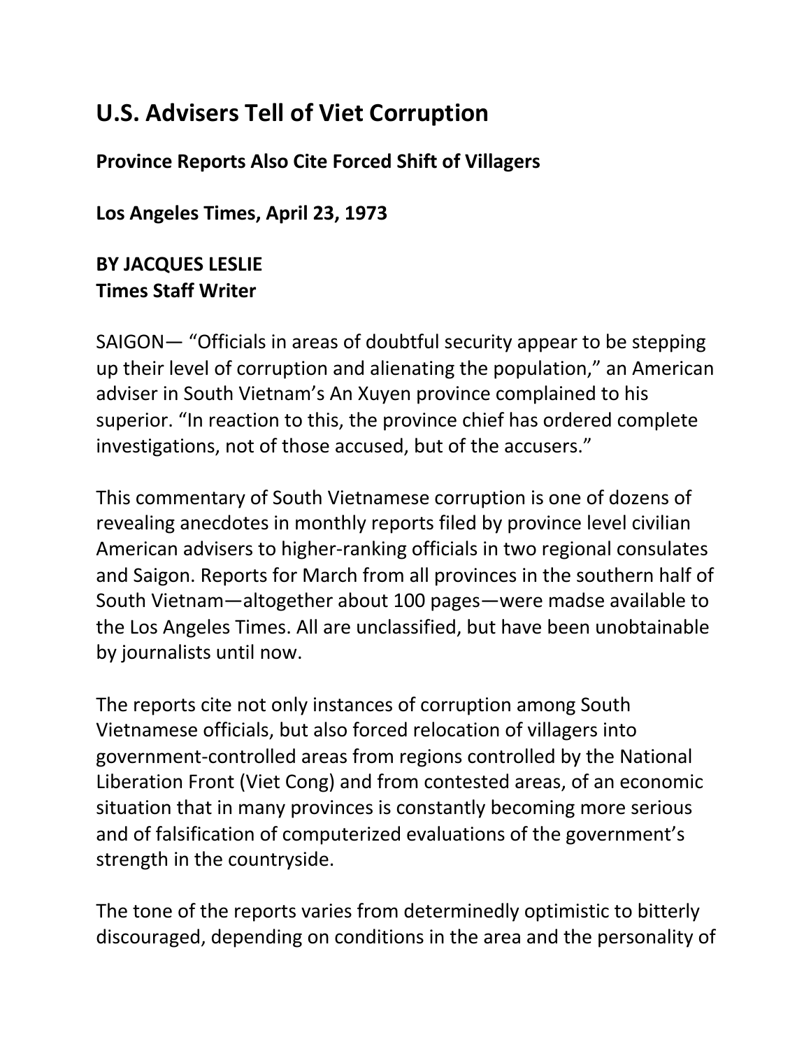# U.S. Advisers Tell of Viet Corruption

**Province Reports Also Cite Forced Shift of Villagers**

**Los Angeles Times, April 23, 1973**

**BY JACQUES LESLIE**
**Times Staff Writer**

SAIGON— "Officials in areas of doubtful security appear to be stepping up their level of corruption and alienating the population," an American adviser in South Vietnam's An Xuyen province complained to his superior. "In reaction to this, the province chief has ordered complete investigations, not of those accused, but of the accusers."

This commentary of South Vietnamese corruption is one of dozens of revealing anecdotes in monthly reports filed by province level civilian American advisers to higher-ranking officials in two regional consulates and Saigon. Reports for March from all provinces in the southern half of South Vietnam—altogether about 100 pages—were madse available to the Los Angeles Times. All are unclassified, but have been unobtainable by journalists until now.

The reports cite not only instances of corruption among South Vietnamese officials, but also forced relocation of villagers into government-controlled areas from regions controlled by the National Liberation Front (Viet Cong) and from contested areas, of an economic situation that in many provinces is constantly becoming more serious and of falsification of computerized evaluations of the government's strength in the countryside.

The tone of the reports varies from determinedly optimistic to bitterly discouraged, depending on conditions in the area and the personality of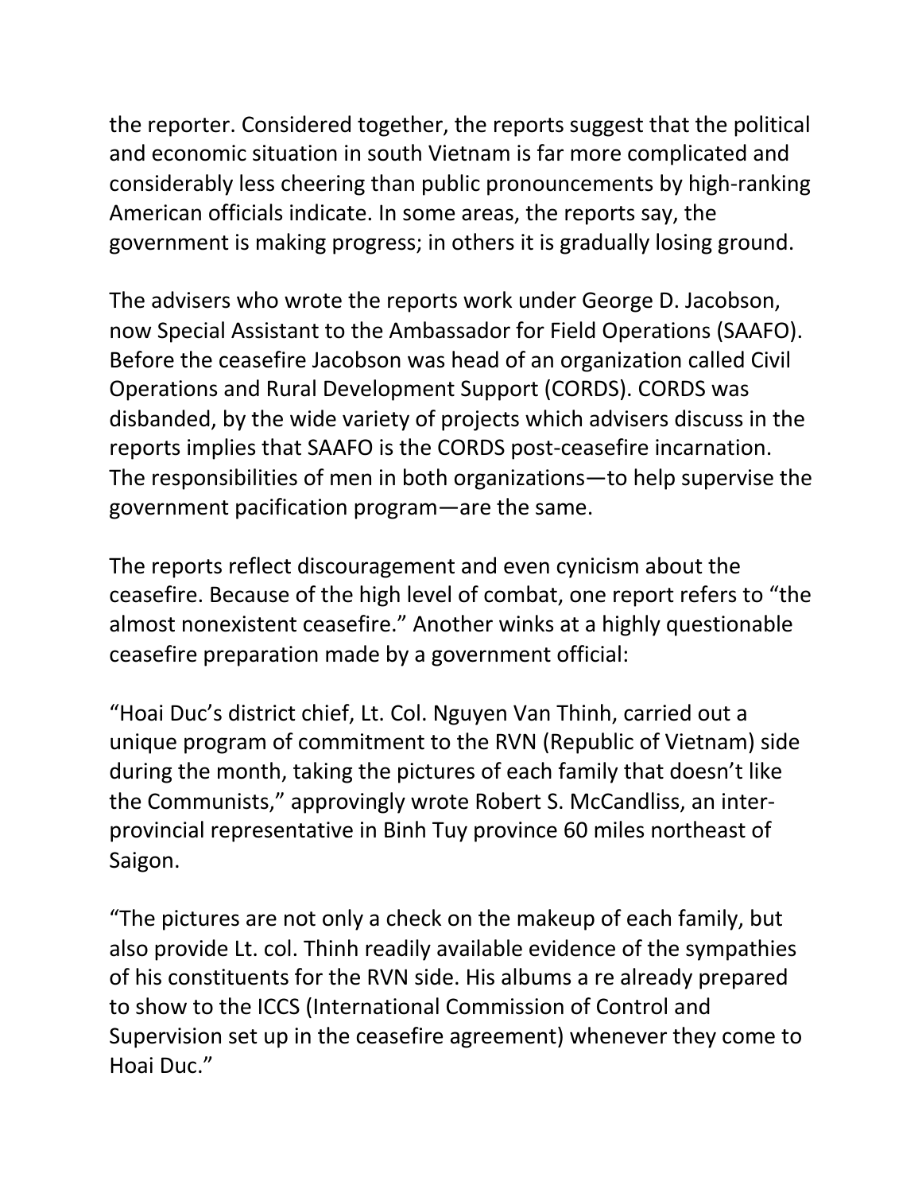the reporter. Considered together, the reports suggest that the political and economic situation in south Vietnam is far more complicated and considerably less cheering than public pronouncements by high-ranking American officials indicate. In some areas, the reports say, the government is making progress; in others it is gradually losing ground.

The advisers who wrote the reports work under George D. Jacobson, now Special Assistant to the Ambassador for Field Operations (SAAFO). Before the ceasefire Jacobson was head of an organization called Civil Operations and Rural Development Support (CORDS). CORDS was disbanded, by the wide variety of projects which advisers discuss in the reports implies that SAAFO is the CORDS post-ceasefire incarnation. The responsibilities of men in both organizations—to help supervise the government pacification program—are the same.

The reports reflect discouragement and even cynicism about the ceasefire. Because of the high level of combat, one report refers to "the almost nonexistent ceasefire." Another winks at a highly questionable ceasefire preparation made by a government official:

"Hoai Duc's district chief, Lt. Col. Nguyen Van Thinh, carried out a unique program of commitment to the RVN (Republic of Vietnam) side during the month, taking the pictures of each family that doesn't like the Communists," approvingly wrote Robert S. McCandliss, an inter-provincial representative in Binh Tuy province 60 miles northeast of Saigon.

"The pictures are not only a check on the makeup of each family, but also provide Lt. col. Thinh readily available evidence of the sympathies of his constituents for the RVN side. His albums a re already prepared to show to the ICCS (International Commission of Control and Supervision set up in the ceasefire agreement) whenever they come to Hoai Duc."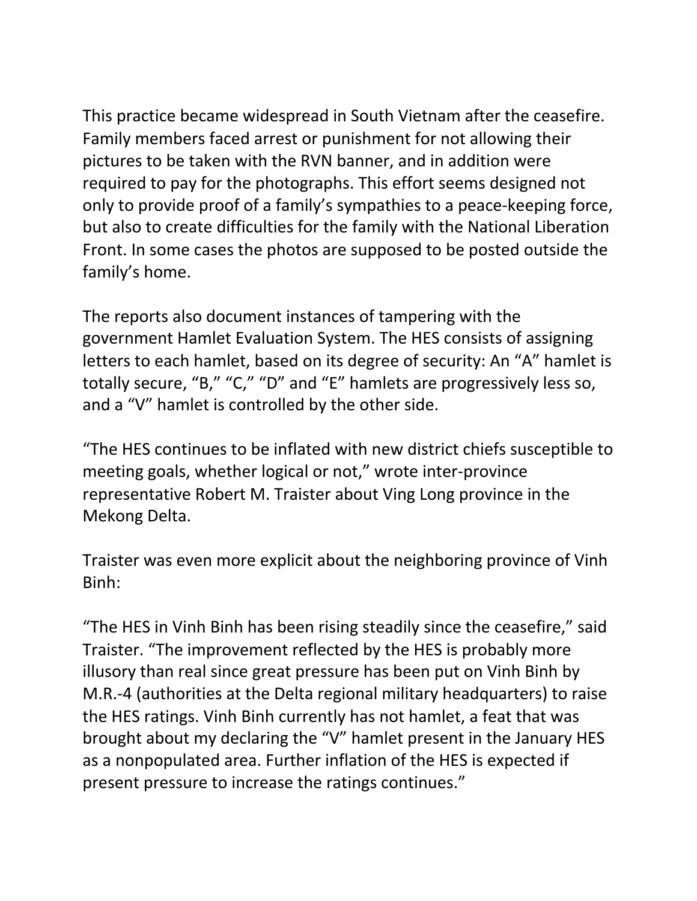This practice became widespread in South Vietnam after the ceasefire. Family members faced arrest or punishment for not allowing their pictures to be taken with the RVN banner, and in addition were required to pay for the photographs. This effort seems designed not only to provide proof of a family's sympathies to a peace-keeping force, but also to create difficulties for the family with the National Liberation Front. In some cases the photos are supposed to be posted outside the family's home.

The reports also document instances of tampering with the government Hamlet Evaluation System. The HES consists of assigning letters to each hamlet, based on its degree of security: An "A" hamlet is totally secure, "B," "C," "D" and "E" hamlets are progressively less so, and a "V" hamlet is controlled by the other side.

"The HES continues to be inflated with new district chiefs susceptible to meeting goals, whether logical or not," wrote inter-province representative Robert M. Traister about Ving Long province in the Mekong Delta.

Traister was even more explicit about the neighboring province of Vinh Binh:

"The HES in Vinh Binh has been rising steadily since the ceasefire," said Traister. "The improvement reflected by the HES is probably more illusory than real since great pressure has been put on Vinh Binh by M.R.-4 (authorities at the Delta regional military headquarters) to raise the HES ratings. Vinh Binh currently has not hamlet, a feat that was brought about my declaring the "V" hamlet present in the January HES as a nonpopulated area. Further inflation of the HES is expected if present pressure to increase the ratings continues."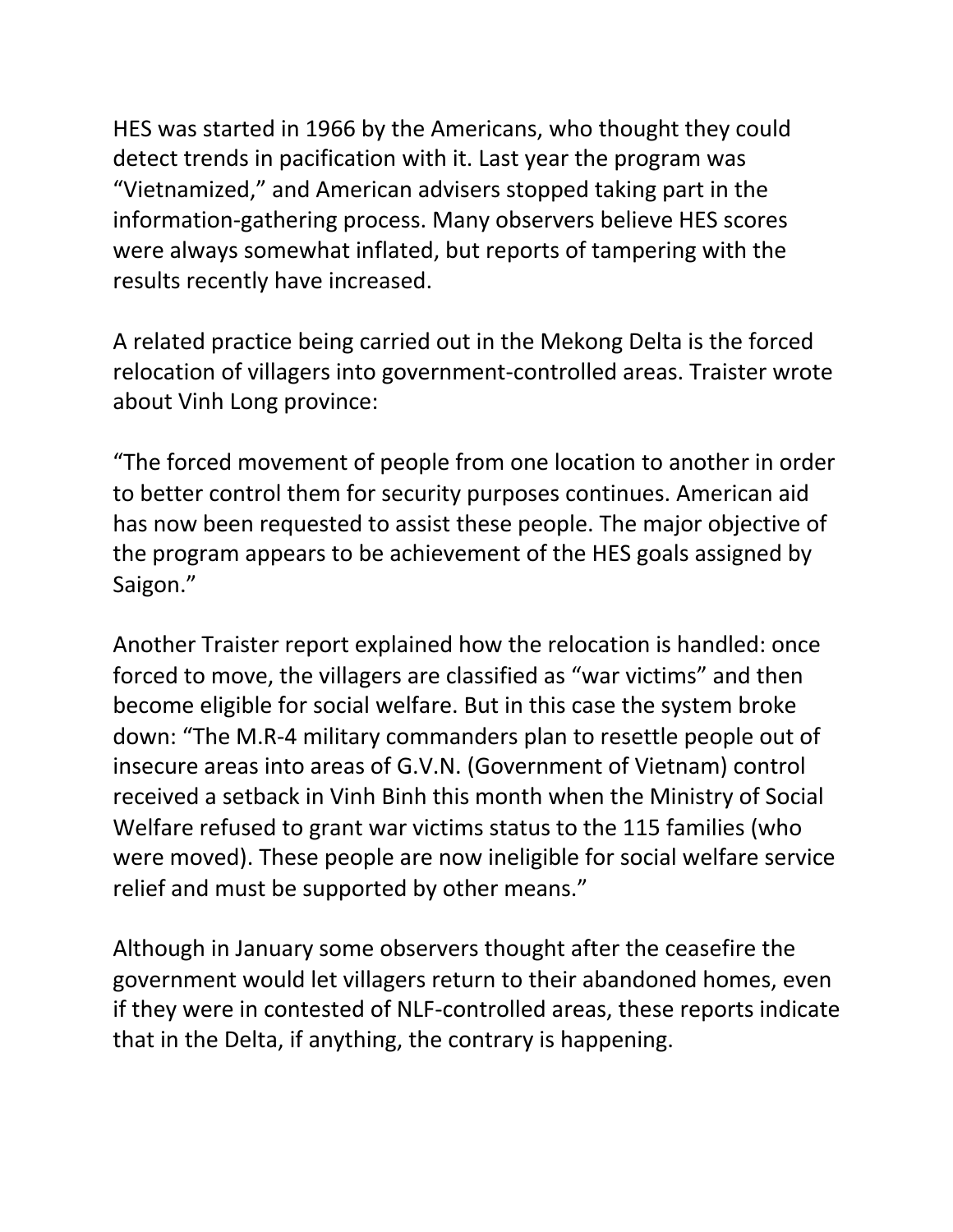HES was started in 1966 by the Americans, who thought they could detect trends in pacification with it. Last year the program was "Vietnamized," and American advisers stopped taking part in the information-gathering process. Many observers believe HES scores were always somewhat inflated, but reports of tampering with the results recently have increased.

A related practice being carried out in the Mekong Delta is the forced relocation of villagers into government-controlled areas. Traister wrote about Vinh Long province:

"The forced movement of people from one location to another in order to better control them for security purposes continues. American aid has now been requested to assist these people. The major objective of the program appears to be achievement of the HES goals assigned by Saigon."

Another Traister report explained how the relocation is handled: once forced to move, the villagers are classified as "war victims" and then become eligible for social welfare. But in this case the system broke down: "The M.R-4 military commanders plan to resettle people out of insecure areas into areas of G.V.N. (Government of Vietnam) control received a setback in Vinh Binh this month when the Ministry of Social Welfare refused to grant war victims status to the 115 families (who were moved). These people are now ineligible for social welfare service relief and must be supported by other means."

Although in January some observers thought after the ceasefire the government would let villagers return to their abandoned homes, even if they were in contested of NLF-controlled areas, these reports indicate that in the Delta, if anything, the contrary is happening.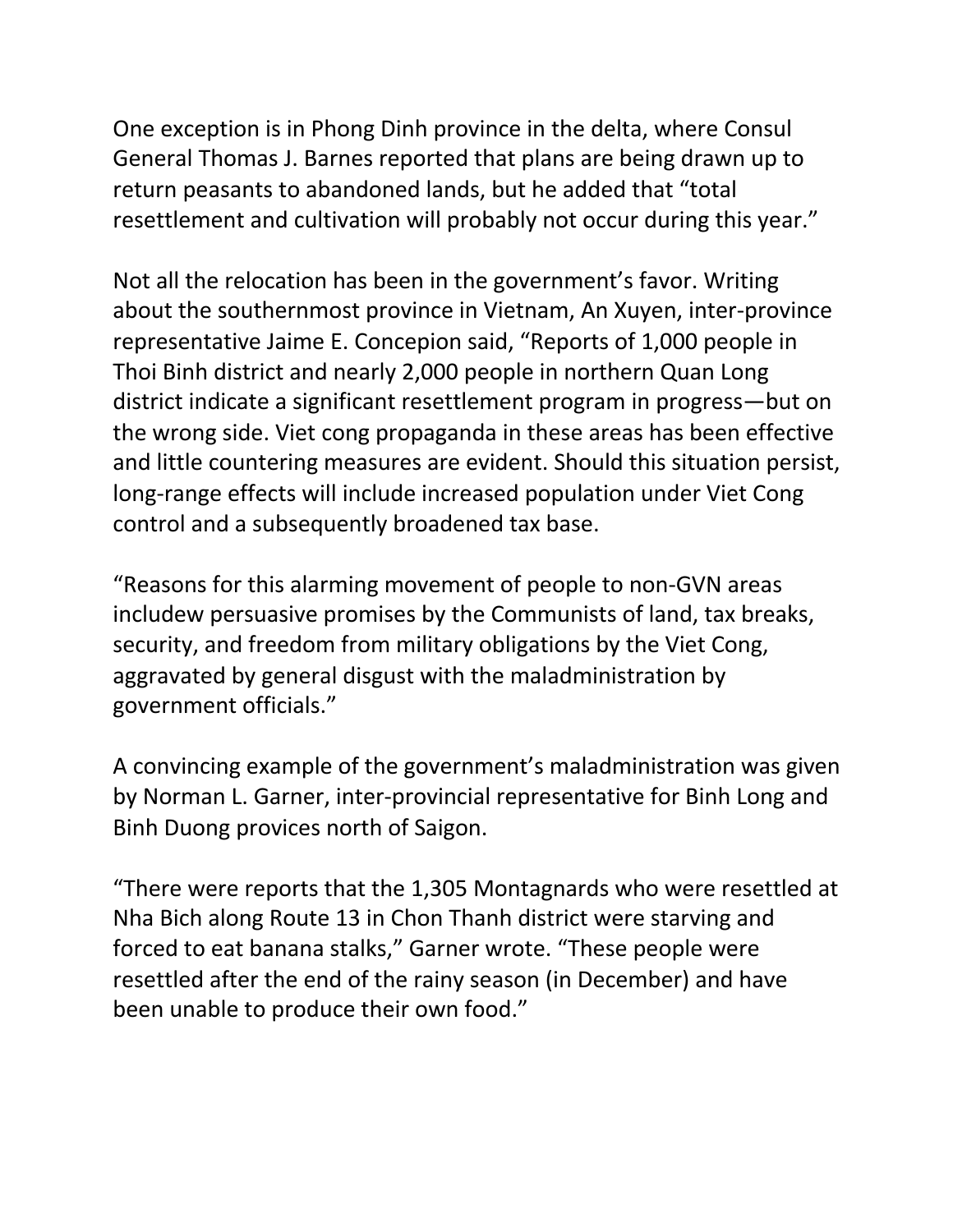One exception is in Phong Dinh province in the delta, where Consul General Thomas J. Barnes reported that plans are being drawn up to return peasants to abandoned lands, but he added that "total resettlement and cultivation will probably not occur during this year."

Not all the relocation has been in the government's favor. Writing about the southernmost province in Vietnam, An Xuyen, inter-province representative Jaime E. Concepion said, "Reports of 1,000 people in Thoi Binh district and nearly 2,000 people in northern Quan Long district indicate a significant resettlement program in progress—but on the wrong side. Viet cong propaganda in these areas has been effective and little countering measures are evident. Should this situation persist, long-range effects will include increased population under Viet Cong control and a subsequently broadened tax base.

"Reasons for this alarming movement of people to non-GVN areas includew persuasive promises by the Communists of land, tax breaks, security, and freedom from military obligations by the Viet Cong, aggravated by general disgust with the maladministration by government officials."

A convincing example of the government's maladministration was given by Norman L. Garner, inter-provincial representative for Binh Long and Binh Duong provices north of Saigon.

"There were reports that the 1,305 Montagnards who were resettled at Nha Bich along Route 13 in Chon Thanh district were starving and forced to eat banana stalks," Garner wrote. "These people were resettled after the end of the rainy season (in December) and have been unable to produce their own food."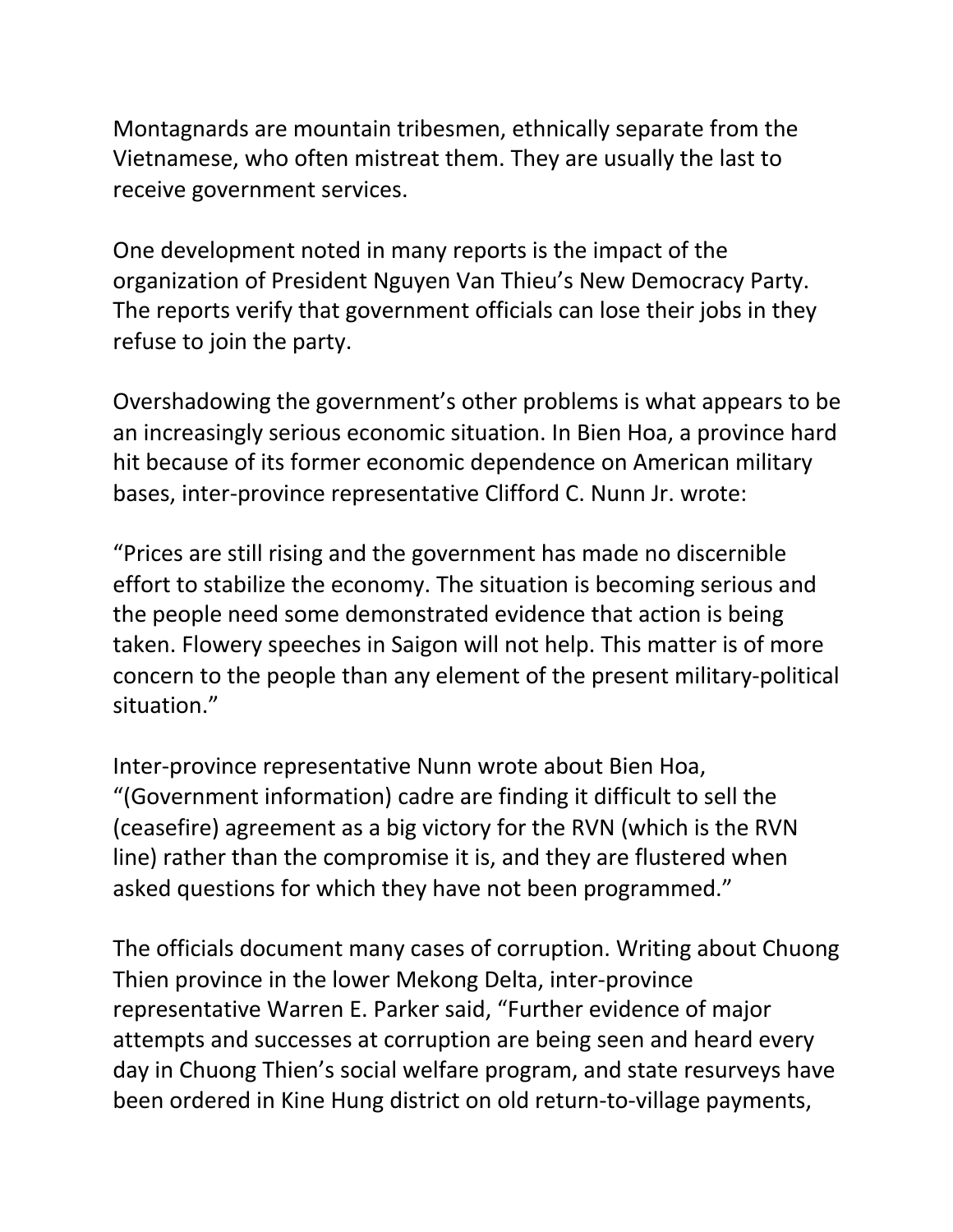Montagnards are mountain tribesmen, ethnically separate from the Vietnamese, who often mistreat them. They are usually the last to receive government services.

One development noted in many reports is the impact of the organization of President Nguyen Van Thieu's New Democracy Party. The reports verify that government officials can lose their jobs in they refuse to join the party.

Overshadowing the government's other problems is what appears to be an increasingly serious economic situation. In Bien Hoa, a province hard hit because of its former economic dependence on American military bases, inter-province representative Clifford C. Nunn Jr. wrote:

"Prices are still rising and the government has made no discernible effort to stabilize the economy. The situation is becoming serious and the people need some demonstrated evidence that action is being taken. Flowery speeches in Saigon will not help. This matter is of more concern to the people than any element of the present military-political situation."

Inter-province representative Nunn wrote about Bien Hoa, "(Government information) cadre are finding it difficult to sell the (ceasefire) agreement as a big victory for the RVN (which is the RVN line) rather than the compromise it is, and they are flustered when asked questions for which they have not been programmed."

The officials document many cases of corruption. Writing about Chuong Thien province in the lower Mekong Delta, inter-province representative Warren E. Parker said, "Further evidence of major attempts and successes at corruption are being seen and heard every day in Chuong Thien's social welfare program, and state resurveys have been ordered in Kine Hung district on old return-to-village payments,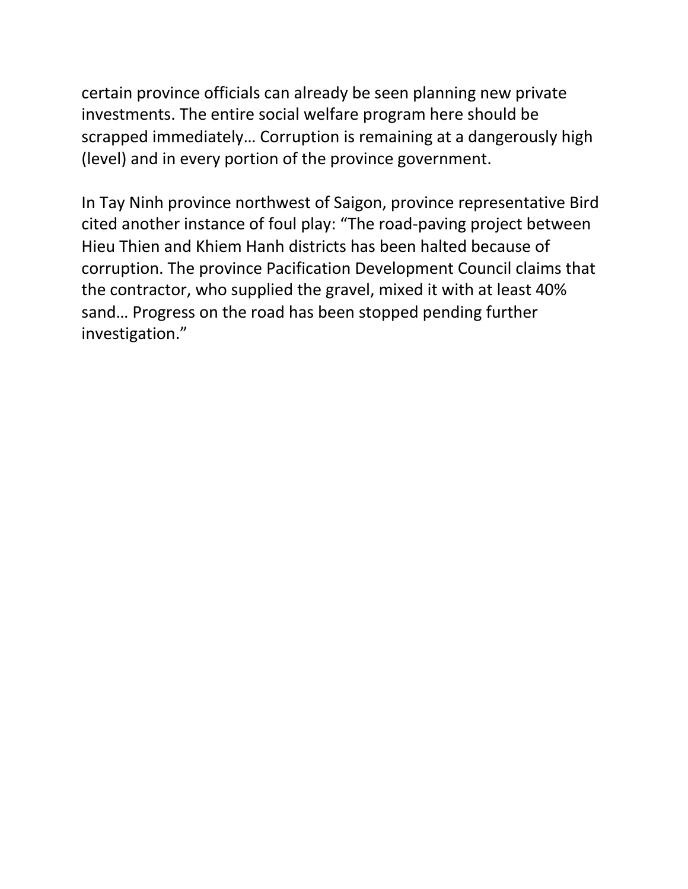certain province officials can already be seen planning new private investments. The entire social welfare program here should be scrapped immediately… Corruption is remaining at a dangerously high (level) and in every portion of the province government.

In Tay Ninh province northwest of Saigon, province representative Bird cited another instance of foul play: “The road-paving project between Hieu Thien and Khiem Hanh districts has been halted because of corruption. The province Pacification Development Council claims that the contractor, who supplied the gravel, mixed it with at least 40% sand… Progress on the road has been stopped pending further investigation.”